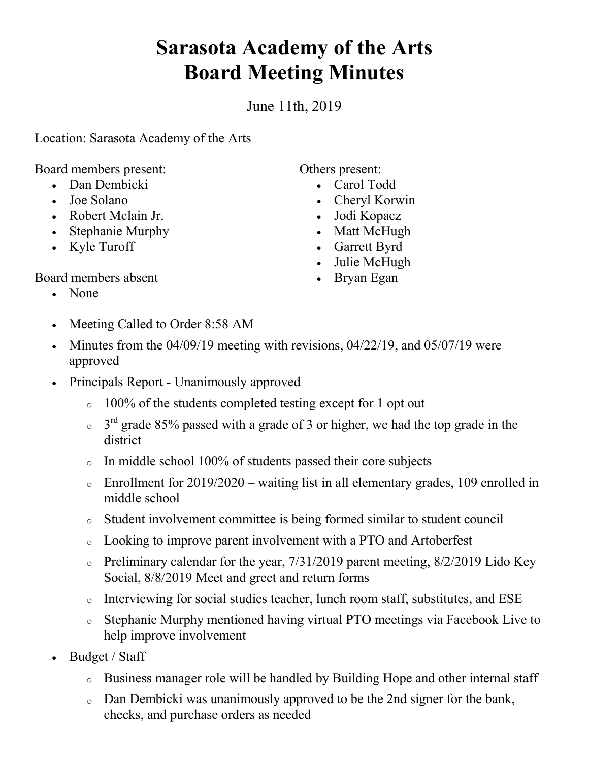# Sarasota Academy of the Arts
# Board Meeting Minutes

June 11th, 2019

Location: Sarasota Academy of the Arts

Board members present:

- Dan Dembicki
- Joe Solano
- Robert Mclain Jr.
- Stephanie Murphy
- Kyle Turoff

Board members absent

- None

Others present:

- Carol Todd
- Cheryl Korwin
- Jodi Kopacz
- Matt McHugh
- Garrett Byrd
- Julie McHugh
- Bryan Egan

- Meeting Called to Order 8:58 AM
- Minutes from the 04/09/19 meeting with revisions, 04/22/19, and 05/07/19 were approved
- Principals Report - Unanimously approved
  - 100% of the students completed testing except for 1 opt out
  - 3rd grade 85% passed with a grade of 3 or higher, we had the top grade in the district
  - In middle school 100% of students passed their core subjects
  - Enrollment for 2019/2020 – waiting list in all elementary grades, 109 enrolled in middle school
  - Student involvement committee is being formed similar to student council
  - Looking to improve parent involvement with a PTO and Artoberfest
  - Preliminary calendar for the year, 7/31/2019 parent meeting, 8/2/2019 Lido Key Social, 8/8/2019 Meet and greet and return forms
  - Interviewing for social studies teacher, lunch room staff, substitutes, and ESE
  - Stephanie Murphy mentioned having virtual PTO meetings via Facebook Live to help improve involvement
- Budget / Staff
  - Business manager role will be handled by Building Hope and other internal staff
  - Dan Dembicki was unanimously approved to be the 2nd signer for the bank, checks, and purchase orders as needed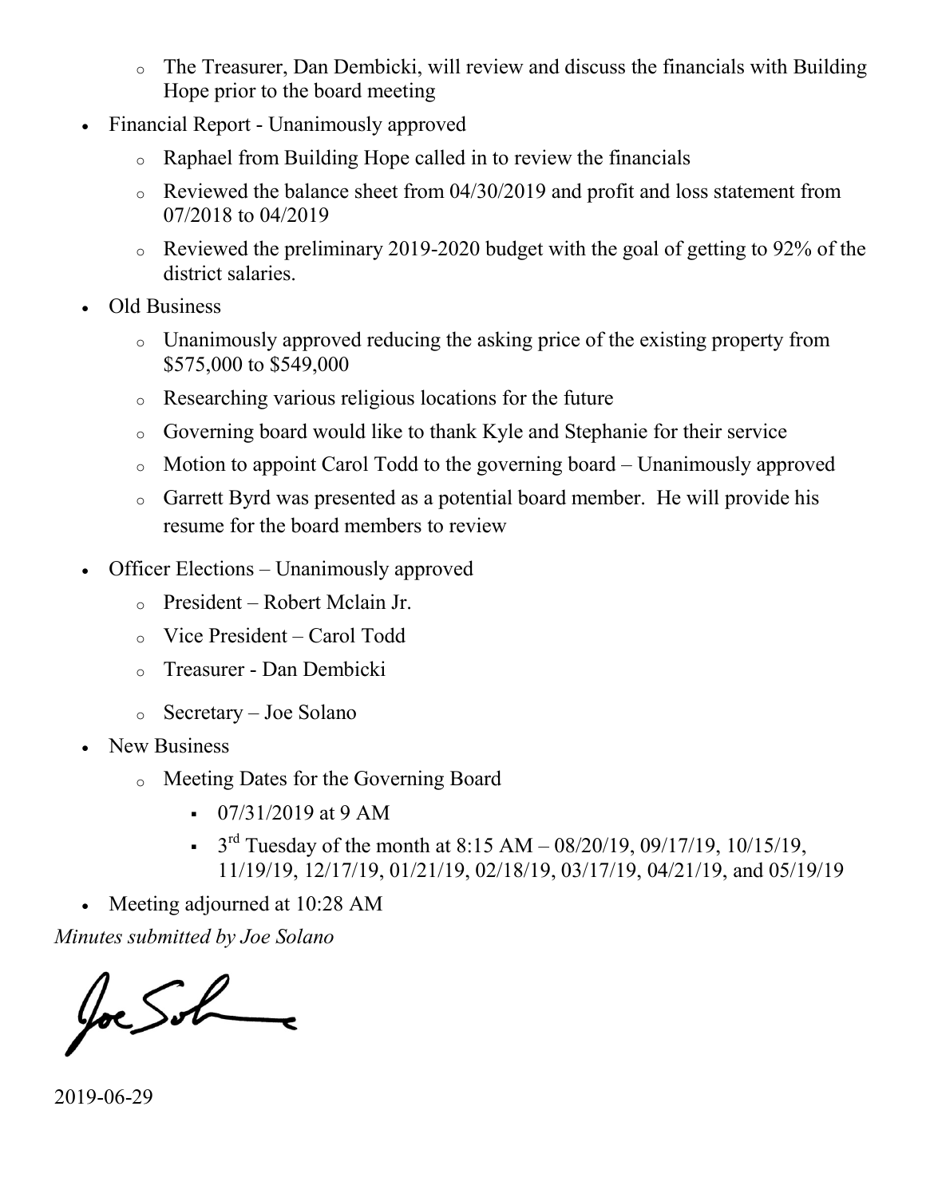- The Treasurer, Dan Dembicki, will review and discuss the financials with Building Hope prior to the board meeting
- Financial Report - Unanimously approved
  - Raphael from Building Hope called in to review the financials
  - Reviewed the balance sheet from 04/30/2019 and profit and loss statement from 07/2018 to 04/2019
  - Reviewed the preliminary 2019-2020 budget with the goal of getting to 92% of the district salaries.
- Old Business
  - Unanimously approved reducing the asking price of the existing property from $575,000 to $549,000
  - Researching various religious locations for the future
  - Governing board would like to thank Kyle and Stephanie for their service
  - Motion to appoint Carol Todd to the governing board – Unanimously approved
  - Garrett Byrd was presented as a potential board member. He will provide his resume for the board members to review
- Officer Elections – Unanimously approved
  - President – Robert Mclain Jr.
  - Vice President – Carol Todd
  - Treasurer - Dan Dembicki
  - Secretary – Joe Solano
- New Business
  - Meeting Dates for the Governing Board
    - 07/31/2019 at 9 AM
    - 3rd Tuesday of the month at 8:15 AM – 08/20/19, 09/17/19, 10/15/19, 11/19/19, 12/17/19, 01/21/19, 02/18/19, 03/17/19, 04/21/19, and 05/19/19
- Meeting adjourned at 10:28 AM

*Minutes submitted by Joe Solano*

Joe Solano

2019-06-29